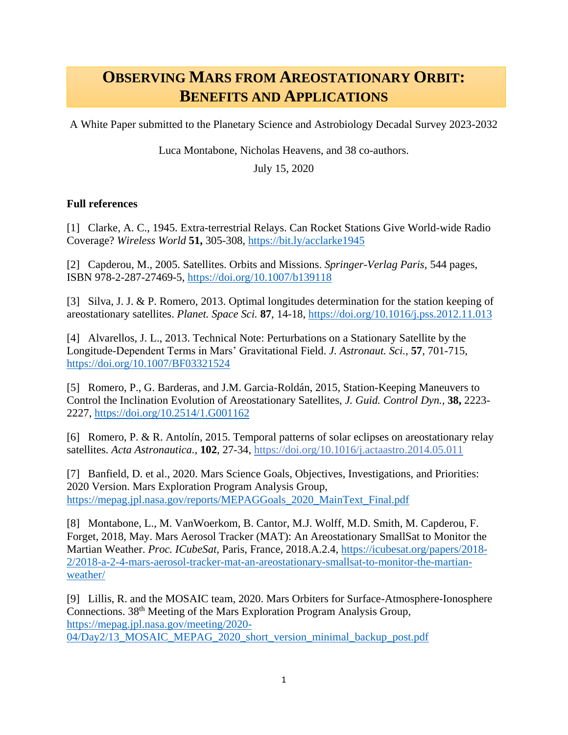# OBSERVING MARS FROM AREOSTATIONARY ORBIT: BENEFITS AND APPLICATIONS

A White Paper submitted to the Planetary Science and Astrobiology Decadal Survey 2023-2032

Luca Montabone, Nicholas Heavens, and 38 co-authors.

July 15, 2020

**Full references**

[1] Clarke, A. C., 1945. Extra-terrestrial Relays. Can Rocket Stations Give World-wide Radio Coverage? *Wireless World* **51,** 305-308, https://bit.ly/acclarke1945

[2] Capderou, M., 2005. Satellites. Orbits and Missions. *Springer-Verlag Paris*, 544 pages, ISBN 978-2-287-27469-5, https://doi.org/10.1007/b139118

[3] Silva, J. J. & P. Romero, 2013. Optimal longitudes determination for the station keeping of areostationary satellites. *Planet. Space Sci.* **87**, 14-18, https://doi.org/10.1016/j.pss.2012.11.013

[4] Alvarellos, J. L., 2013. Technical Note: Perturbations on a Stationary Satellite by the Longitude-Dependent Terms in Mars' Gravitational Field. *J. Astronaut. Sci.*, **57**, 701-715, https://doi.org/10.1007/BF03321524

[5] Romero, P., G. Barderas, and J.M. Garcia-Roldán, 2015, Station-Keeping Maneuvers to Control the Inclination Evolution of Areostationary Satellites, *J. Guid. Control Dyn.*, **38,** 2223-2227, https://doi.org/10.2514/1.G001162

[6] Romero, P. & R. Antolín, 2015. Temporal patterns of solar eclipses on areostationary relay satellites. *Acta Astronautica.*, **102**, 27-34, https://doi.org/10.1016/j.actaastro.2014.05.011

[7] Banfield, D. et al., 2020. Mars Science Goals, Objectives, Investigations, and Priorities: 2020 Version. Mars Exploration Program Analysis Group, https://mepag.jpl.nasa.gov/reports/MEPAGGoals_2020_MainText_Final.pdf

[8] Montabone, L., M. VanWoerkom, B. Cantor, M.J. Wolff, M.D. Smith, M. Capderou, F. Forget, 2018, May. Mars Aerosol Tracker (MAT): An Areostationary SmallSat to Monitor the Martian Weather. *Proc. ICubeSat,* Paris, France, 2018.A.2.4, https://icubesat.org/papers/2018-2/2018-a-2-4-mars-aerosol-tracker-mat-an-areostationary-smallsat-to-monitor-the-martian-weather/

[9] Lillis, R. and the MOSAIC team, 2020. Mars Orbiters for Surface-Atmosphere-Ionosphere Connections. 38th Meeting of the Mars Exploration Program Analysis Group, https://mepag.jpl.nasa.gov/meeting/2020-04/Day2/13_MOSAIC_MEPAG_2020_short_version_minimal_backup_post.pdf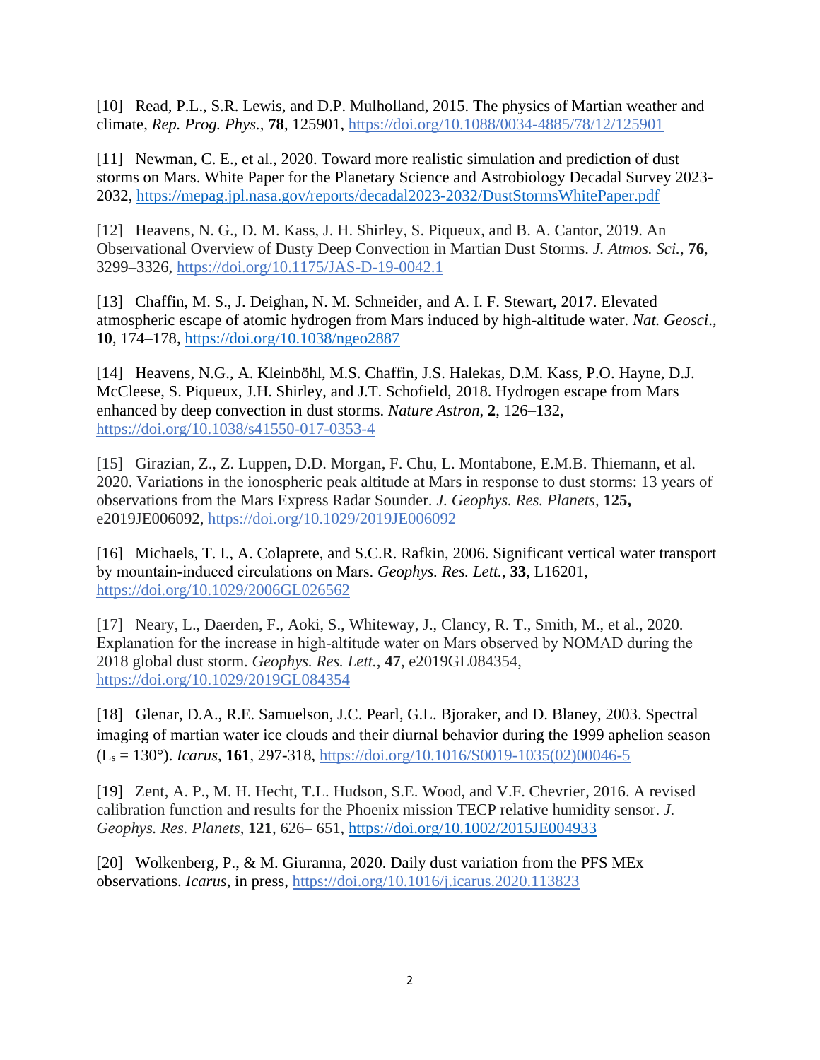[10] Read, P.L., S.R. Lewis, and D.P. Mulholland, 2015. The physics of Martian weather and climate, *Rep. Prog. Phys.*, **78**, 125901, https://doi.org/10.1088/0034-4885/78/12/125901

[11] Newman, C. E., et al., 2020. Toward more realistic simulation and prediction of dust storms on Mars. White Paper for the Planetary Science and Astrobiology Decadal Survey 2023-2032, https://mepag.jpl.nasa.gov/reports/decadal2023-2032/DustStormsWhitePaper.pdf

[12] Heavens, N. G., D. M. Kass, J. H. Shirley, S. Piqueux, and B. A. Cantor, 2019. An Observational Overview of Dusty Deep Convection in Martian Dust Storms. *J. Atmos. Sci.*, **76**, 3299–3326, https://doi.org/10.1175/JAS-D-19-0042.1

[13] Chaffin, M. S., J. Deighan, N. M. Schneider, and A. I. F. Stewart, 2017. Elevated atmospheric escape of atomic hydrogen from Mars induced by high-altitude water. *Nat. Geosci*., **10**, 174–178, https://doi.org/10.1038/ngeo2887

[14] Heavens, N.G., A. Kleinböhl, M.S. Chaffin, J.S. Halekas, D.M. Kass, P.O. Hayne, D.J. McCleese, S. Piqueux, J.H. Shirley, and J.T. Schofield, 2018. Hydrogen escape from Mars enhanced by deep convection in dust storms. *Nature Astron*, **2**, 126–132, https://doi.org/10.1038/s41550-017-0353-4

[15] Girazian, Z., Z. Luppen, D.D. Morgan, F. Chu, L. Montabone, E.M.B. Thiemann, et al. 2020. Variations in the ionospheric peak altitude at Mars in response to dust storms: 13 years of observations from the Mars Express Radar Sounder. *J. Geophys. Res. Planets*, **125,** e2019JE006092, https://doi.org/10.1029/2019JE006092

[16] Michaels, T. I., A. Colaprete, and S.C.R. Rafkin, 2006. Significant vertical water transport by mountain-induced circulations on Mars. *Geophys. Res. Lett.*, **33**, L16201, https://doi.org/10.1029/2006GL026562

[17] Neary, L., Daerden, F., Aoki, S., Whiteway, J., Clancy, R. T., Smith, M., et al., 2020. Explanation for the increase in high-altitude water on Mars observed by NOMAD during the 2018 global dust storm. *Geophys. Res. Lett.*, **47**, e2019GL084354, https://doi.org/10.1029/2019GL084354

[18] Glenar, D.A., R.E. Samuelson, J.C. Pearl, G.L. Bjoraker, and D. Blaney, 2003. Spectral imaging of martian water ice clouds and their diurnal behavior during the 1999 aphelion season ($L_s$ = 130°). *Icarus*, **161**, 297-318, https://doi.org/10.1016/S0019-1035(02)00046-5

[19] Zent, A. P., M. H. Hecht, T.L. Hudson, S.E. Wood, and V.F. Chevrier, 2016. A revised calibration function and results for the Phoenix mission TECP relative humidity sensor. *J. Geophys. Res. Planets*, **121**, 626– 651, https://doi.org/10.1002/2015JE004933

[20] Wolkenberg, P., & M. Giuranna, 2020. Daily dust variation from the PFS MEx observations. *Icarus*, in press, https://doi.org/10.1016/j.icarus.2020.113823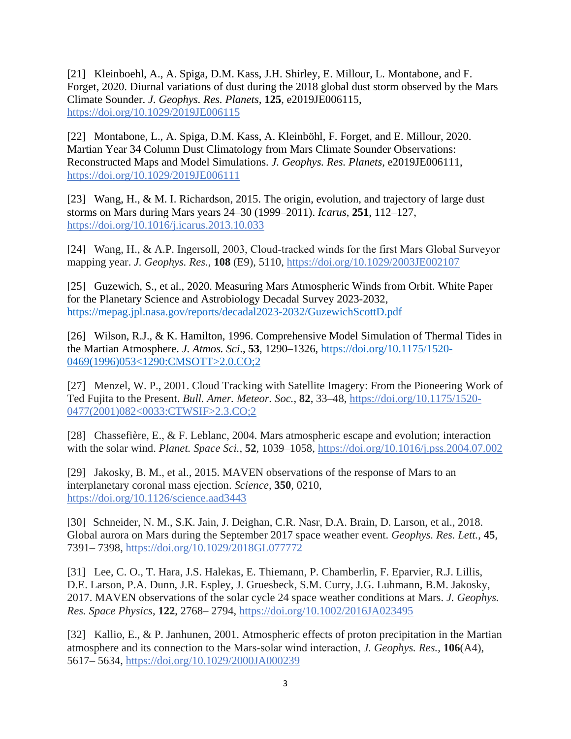[21] Kleinboehl, A., A. Spiga, D.M. Kass, J.H. Shirley, E. Millour, L. Montabone, and F. Forget, 2020. Diurnal variations of dust during the 2018 global dust storm observed by the Mars Climate Sounder. *J. Geophys. Res. Planets*, **125**, e2019JE006115, https://doi.org/10.1029/2019JE006115

[22] Montabone, L., A. Spiga, D.M. Kass, A. Kleinböhl, F. Forget, and E. Millour, 2020. Martian Year 34 Column Dust Climatology from Mars Climate Sounder Observations: Reconstructed Maps and Model Simulations. *J. Geophys. Res. Planets,* e2019JE006111, https://doi.org/10.1029/2019JE006111

[23] Wang, H., & M. I. Richardson, 2015. The origin, evolution, and trajectory of large dust storms on Mars during Mars years 24–30 (1999–2011). *Icarus*, **251**, 112–127, https://doi.org/10.1016/j.icarus.2013.10.033

[24] Wang, H., & A.P. Ingersoll, 2003, Cloud-tracked winds for the first Mars Global Surveyor mapping year. *J. Geophys. Res.*, **108** (E9), 5110, https://doi.org/10.1029/2003JE002107

[25] Guzewich, S., et al., 2020. Measuring Mars Atmospheric Winds from Orbit. White Paper for the Planetary Science and Astrobiology Decadal Survey 2023-2032, https://mepag.jpl.nasa.gov/reports/decadal2023-2032/GuzewichScottD.pdf

[26] Wilson, R.J., & K. Hamilton, 1996. Comprehensive Model Simulation of Thermal Tides in the Martian Atmosphere. *J. Atmos. Sci*., **53**, 1290–1326, https://doi.org/10.1175/1520-0469(1996)053<1290:CMSOTT>2.0.CO;2

[27] Menzel, W. P., 2001. Cloud Tracking with Satellite Imagery: From the Pioneering Work of Ted Fujita to the Present. *Bull. Amer. Meteor. Soc.*, **82**, 33–48, https://doi.org/10.1175/1520-0477(2001)082<0033:CTWSIF>2.3.CO;2

[28] Chassefière, E., & F. Leblanc, 2004. Mars atmospheric escape and evolution; interaction with the solar wind. *Planet. Space Sci.*, **52**, 1039–1058, https://doi.org/10.1016/j.pss.2004.07.002

[29] Jakosky, B. M., et al., 2015. MAVEN observations of the response of Mars to an interplanetary coronal mass ejection. *Science*, **350**, 0210, https://doi.org/10.1126/science.aad3443

[30] Schneider, N. M., S.K. Jain, J. Deighan, C.R. Nasr, D.A. Brain, D. Larson, et al., 2018. Global aurora on Mars during the September 2017 space weather event. *Geophys. Res. Lett.*, **45**, 7391– 7398, https://doi.org/10.1029/2018GL077772

[31] Lee, C. O., T. Hara, J.S. Halekas, E. Thiemann, P. Chamberlin, F. Eparvier, R.J. Lillis, D.E. Larson, P.A. Dunn, J.R. Espley, J. Gruesbeck, S.M. Curry, J.G. Luhmann, B.M. Jakosky, 2017. MAVEN observations of the solar cycle 24 space weather conditions at Mars. *J. Geophys. Res. Space Physics*, **122**, 2768– 2794, https://doi.org/10.1002/2016JA023495

[32] Kallio, E., & P. Janhunen, 2001. Atmospheric effects of proton precipitation in the Martian atmosphere and its connection to the Mars-solar wind interaction, *J. Geophys. Res.*, **106**(A4), 5617– 5634, https://doi.org/10.1029/2000JA000239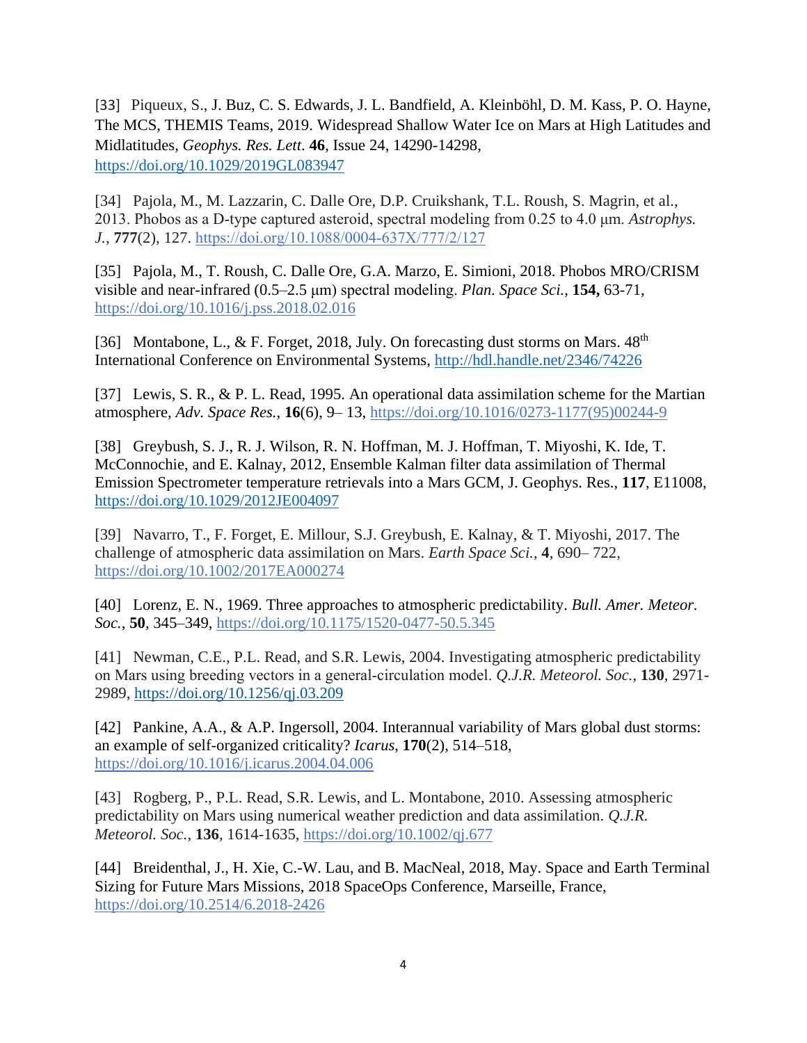[33] Piqueux, S., J. Buz, C. S. Edwards, J. L. Bandfield, A. Kleinböhl, D. M. Kass, P. O. Hayne, The MCS, THEMIS Teams, 2019. Widespread Shallow Water Ice on Mars at High Latitudes and Midlatitudes, *Geophys. Res. Lett*. **46**, Issue 24, 14290-14298, https://doi.org/10.1029/2019GL083947

[34] Pajola, M., M. Lazzarin, C. Dalle Ore, D.P. Cruikshank, T.L. Roush, S. Magrin, et al., 2013. Phobos as a D-type captured asteroid, spectral modeling from 0.25 to 4.0 μm. *Astrophys. J.*, **777**(2), 127. https://doi.org/10.1088/0004-637X/777/2/127

[35] Pajola, M., T. Roush, C. Dalle Ore, G.A. Marzo, E. Simioni, 2018. Phobos MRO/CRISM visible and near-infrared (0.5–2.5 μm) spectral modeling. *Plan. Space Sci.*, **154,** 63-71, https://doi.org/10.1016/j.pss.2018.02.016

[36] Montabone, L., & F. Forget, 2018, July. On forecasting dust storms on Mars. 48th International Conference on Environmental Systems, http://hdl.handle.net/2346/74226

[37] Lewis, S. R., & P. L. Read, 1995. An operational data assimilation scheme for the Martian atmosphere, *Adv. Space Res.*, **16**(6), 9– 13, https://doi.org/10.1016/0273-1177(95)00244-9

[38] Greybush, S. J., R. J. Wilson, R. N. Hoffman, M. J. Hoffman, T. Miyoshi, K. Ide, T. McConnochie, and E. Kalnay, 2012, Ensemble Kalman filter data assimilation of Thermal Emission Spectrometer temperature retrievals into a Mars GCM, J. Geophys. Res., **117**, E11008, https://doi.org/10.1029/2012JE004097

[39] Navarro, T., F. Forget, E. Millour, S.J. Greybush, E. Kalnay, & T. Miyoshi, 2017. The challenge of atmospheric data assimilation on Mars. *Earth Space Sci.*, **4**, 690– 722, https://doi.org/10.1002/2017EA000274

[40] Lorenz, E. N., 1969. Three approaches to atmospheric predictability. *Bull. Amer. Meteor. Soc.*, **50**, 345–349, https://doi.org/10.1175/1520-0477-50.5.345

[41] Newman, C.E., P.L. Read, and S.R. Lewis, 2004. Investigating atmospheric predictability on Mars using breeding vectors in a general-circulation model. *Q.J.R. Meteorol. Soc.*, **130**, 2971-2989, https://doi.org/10.1256/qj.03.209

[42] Pankine, A.A., & A.P. Ingersoll, 2004. Interannual variability of Mars global dust storms: an example of self-organized criticality? *Icarus*, **170**(2), 514–518, https://doi.org/10.1016/j.icarus.2004.04.006

[43] Rogberg, P., P.L. Read, S.R. Lewis, and L. Montabone, 2010. Assessing atmospheric predictability on Mars using numerical weather prediction and data assimilation. *Q.J.R. Meteorol. Soc.*, **136**, 1614-1635, https://doi.org/10.1002/qj.677

[44] Breidenthal, J., H. Xie, C.-W. Lau, and B. MacNeal, 2018, May. Space and Earth Terminal Sizing for Future Mars Missions, 2018 SpaceOps Conference, Marseille, France, https://doi.org/10.2514/6.2018-2426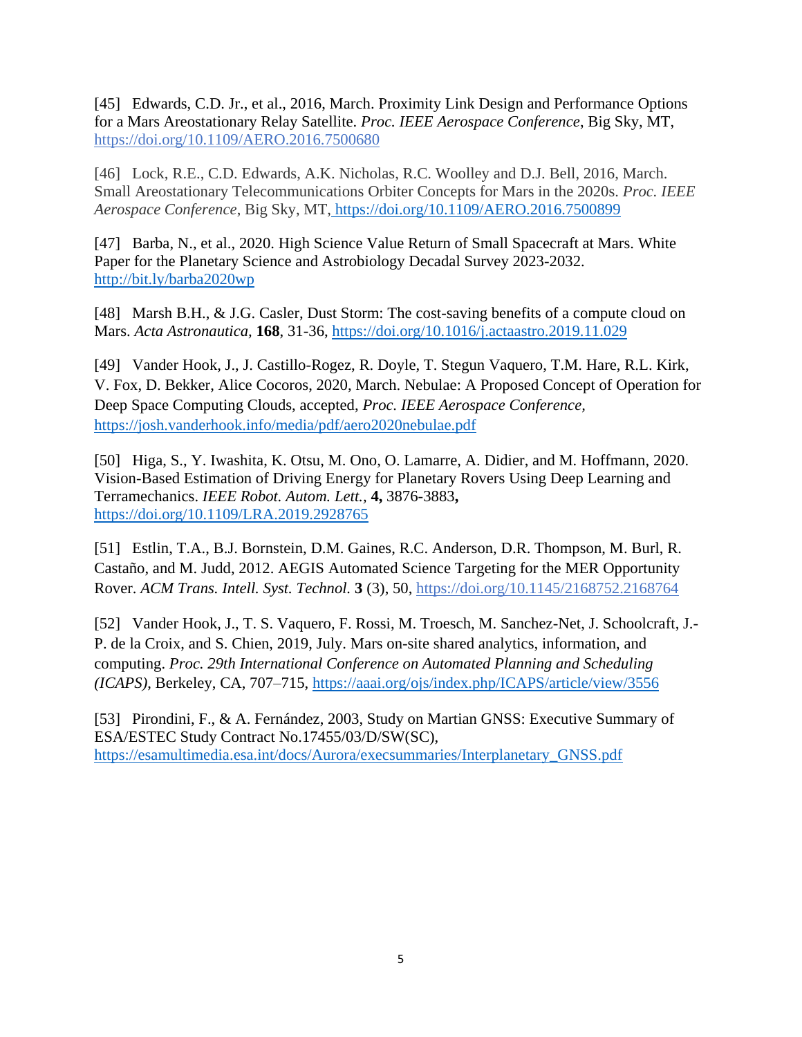[45] Edwards, C.D. Jr., et al., 2016, March. Proximity Link Design and Performance Options for a Mars Areostationary Relay Satellite. *Proc. IEEE Aerospace Conference*, Big Sky, MT, https://doi.org/10.1109/AERO.2016.7500680

[46] Lock, R.E., C.D. Edwards, A.K. Nicholas, R.C. Woolley and D.J. Bell, 2016, March. Small Areostationary Telecommunications Orbiter Concepts for Mars in the 2020s. *Proc. IEEE Aerospace Conference*, Big Sky, MT, https://doi.org/10.1109/AERO.2016.7500899

[47] Barba, N., et al., 2020. High Science Value Return of Small Spacecraft at Mars. White Paper for the Planetary Science and Astrobiology Decadal Survey 2023-2032. http://bit.ly/barba2020wp

[48] Marsh B.H., & J.G. Casler, Dust Storm: The cost-saving benefits of a compute cloud on Mars. *Acta Astronautica*, **168**, 31-36, https://doi.org/10.1016/j.actaastro.2019.11.029

[49] Vander Hook, J., J. Castillo-Rogez, R. Doyle, T. Stegun Vaquero, T.M. Hare, R.L. Kirk, V. Fox, D. Bekker, Alice Cocoros, 2020, March. Nebulae: A Proposed Concept of Operation for Deep Space Computing Clouds, accepted, *Proc. IEEE Aerospace Conference*, https://josh.vanderhook.info/media/pdf/aero2020nebulae.pdf

[50] Higa, S., Y. Iwashita, K. Otsu, M. Ono, O. Lamarre, A. Didier, and M. Hoffmann, 2020. Vision-Based Estimation of Driving Energy for Planetary Rovers Using Deep Learning and Terramechanics. *IEEE Robot. Autom. Lett.*, **4,** 3876-3883**,** https://doi.org/10.1109/LRA.2019.2928765

[51] Estlin, T.A., B.J. Bornstein, D.M. Gaines, R.C. Anderson, D.R. Thompson, M. Burl, R. Castaño, and M. Judd, 2012. AEGIS Automated Science Targeting for the MER Opportunity Rover. *ACM Trans. Intell. Syst. Technol.* **3** (3), 50, https://doi.org/10.1145/2168752.2168764

[52] Vander Hook, J., T. S. Vaquero, F. Rossi, M. Troesch, M. Sanchez-Net, J. Schoolcraft, J.-P. de la Croix, and S. Chien, 2019, July. Mars on-site shared analytics, information, and computing. *Proc. 29th International Conference on Automated Planning and Scheduling (ICAPS)*, Berkeley, CA, 707–715, https://aaai.org/ojs/index.php/ICAPS/article/view/3556

[53] Pirondini, F., & A. Fernández, 2003, Study on Martian GNSS: Executive Summary of ESA/ESTEC Study Contract No.17455/03/D/SW(SC), https://esamultimedia.esa.int/docs/Aurora/execsummaries/Interplanetary_GNSS.pdf